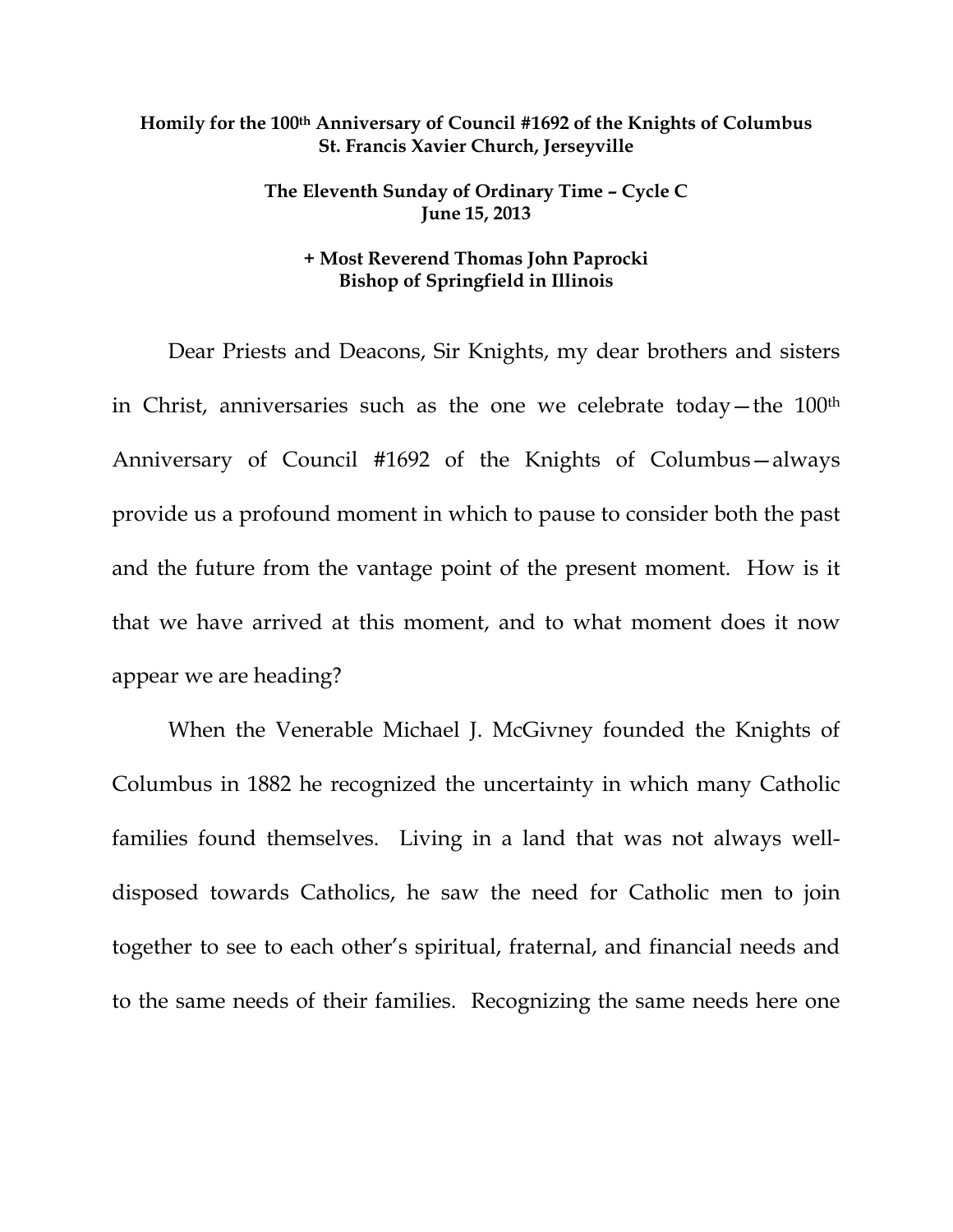**Homily for the 100th Anniversary of Council #1692 of the Knights of Columbus**
**St. Francis Xavier Church, Jerseyville**

**The Eleventh Sunday of Ordinary Time – Cycle C**
**June 15, 2013**

**+ Most Reverend Thomas John Paprocki**
**Bishop of Springfield in Illinois**

Dear Priests and Deacons, Sir Knights, my dear brothers and sisters in Christ, anniversaries such as the one we celebrate today—the 100th Anniversary of Council #1692 of the Knights of Columbus—always provide us a profound moment in which to pause to consider both the past and the future from the vantage point of the present moment. How is it that we have arrived at this moment, and to what moment does it now appear we are heading?

When the Venerable Michael J. McGivney founded the Knights of Columbus in 1882 he recognized the uncertainty in which many Catholic families found themselves. Living in a land that was not always well-disposed towards Catholics, he saw the need for Catholic men to join together to see to each other's spiritual, fraternal, and financial needs and to the same needs of their families. Recognizing the same needs here one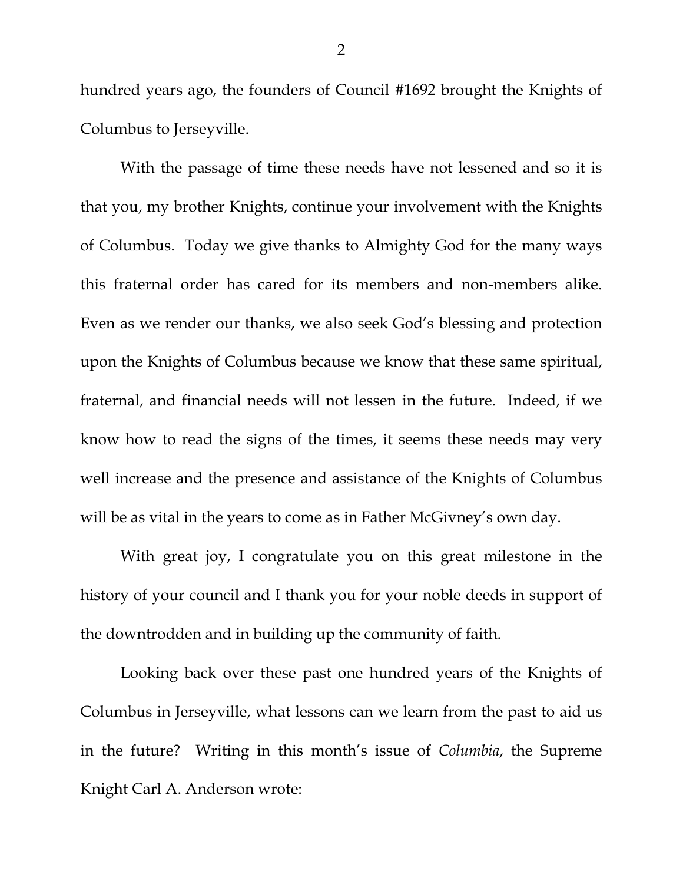hundred years ago, the founders of Council #1692 brought the Knights of Columbus to Jerseyville.

With the passage of time these needs have not lessened and so it is that you, my brother Knights, continue your involvement with the Knights of Columbus. Today we give thanks to Almighty God for the many ways this fraternal order has cared for its members and non-members alike. Even as we render our thanks, we also seek God's blessing and protection upon the Knights of Columbus because we know that these same spiritual, fraternal, and financial needs will not lessen in the future. Indeed, if we know how to read the signs of the times, it seems these needs may very well increase and the presence and assistance of the Knights of Columbus will be as vital in the years to come as in Father McGivney's own day.

With great joy, I congratulate you on this great milestone in the history of your council and I thank you for your noble deeds in support of the downtrodden and in building up the community of faith.

Looking back over these past one hundred years of the Knights of Columbus in Jerseyville, what lessons can we learn from the past to aid us in the future? Writing in this month's issue of *Columbia*, the Supreme Knight Carl A. Anderson wrote: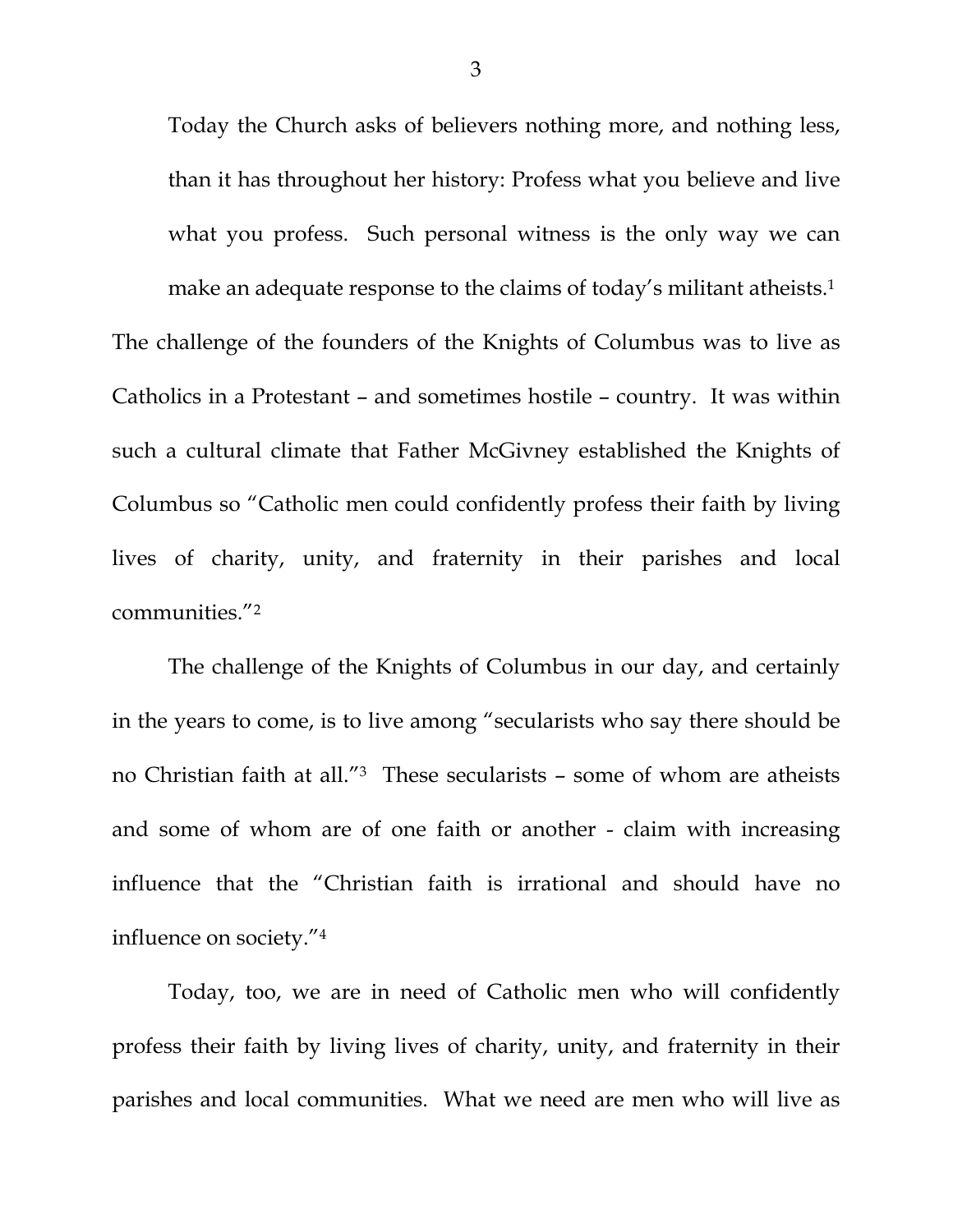Today the Church asks of believers nothing more, and nothing less, than it has throughout her history: Profess what you believe and live what you profess. Such personal witness is the only way we can make an adequate response to the claims of today's militant atheists.[1]

The challenge of the founders of the Knights of Columbus was to live as Catholics in a Protestant – and sometimes hostile – country. It was within such a cultural climate that Father McGivney established the Knights of Columbus so "Catholic men could confidently profess their faith by living lives of charity, unity, and fraternity in their parishes and local communities."[2]

The challenge of the Knights of Columbus in our day, and certainly in the years to come, is to live among "secularists who say there should be no Christian faith at all."[3] These secularists – some of whom are atheists and some of whom are of one faith or another - claim with increasing influence that the "Christian faith is irrational and should have no influence on society."[4]

Today, too, we are in need of Catholic men who will confidently profess their faith by living lives of charity, unity, and fraternity in their parishes and local communities. What we need are men who will live as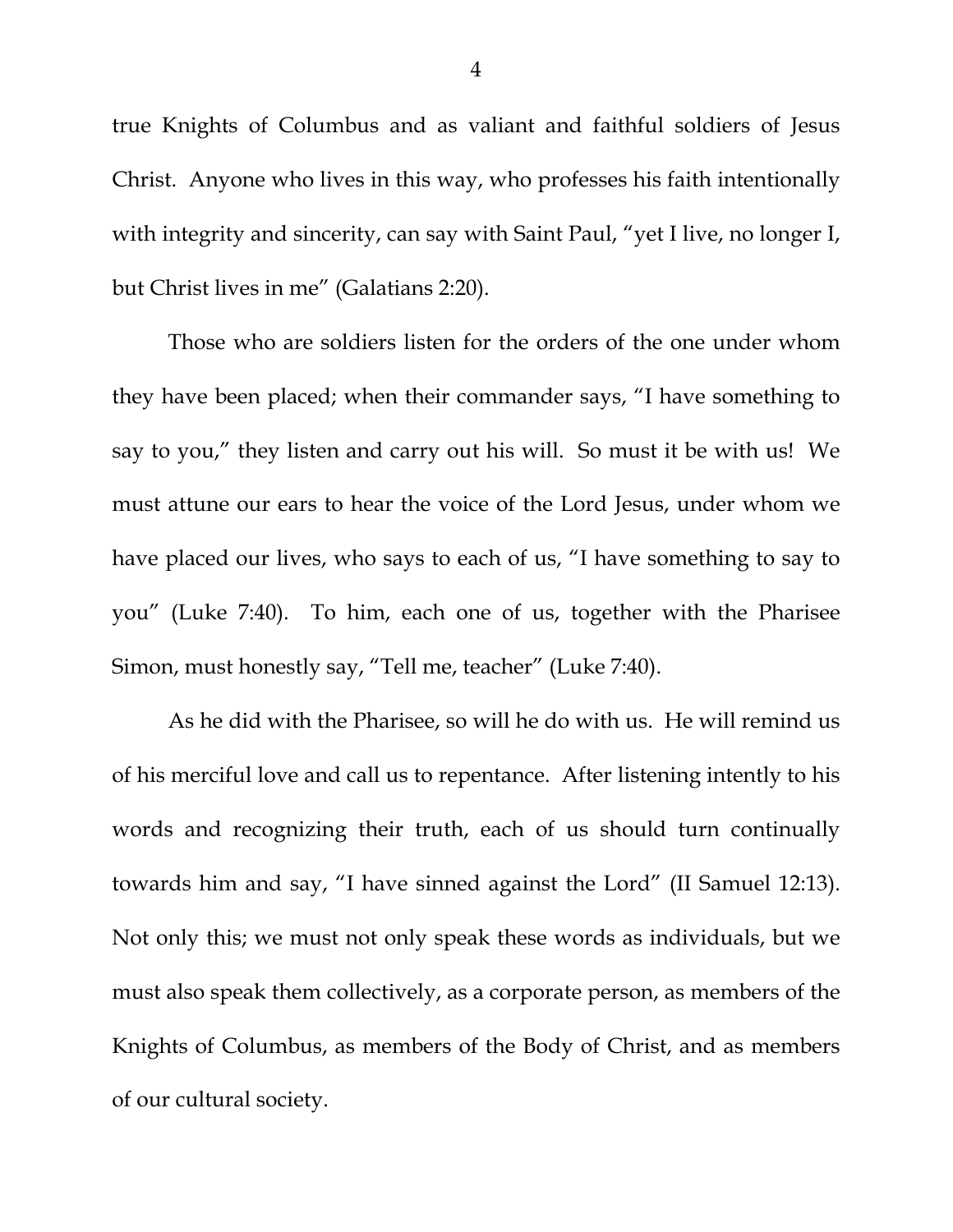true Knights of Columbus and as valiant and faithful soldiers of Jesus Christ. Anyone who lives in this way, who professes his faith intentionally with integrity and sincerity, can say with Saint Paul, "yet I live, no longer I, but Christ lives in me" (Galatians 2:20).

Those who are soldiers listen for the orders of the one under whom they have been placed; when their commander says, "I have something to say to you," they listen and carry out his will. So must it be with us! We must attune our ears to hear the voice of the Lord Jesus, under whom we have placed our lives, who says to each of us, "I have something to say to you" (Luke 7:40). To him, each one of us, together with the Pharisee Simon, must honestly say, "Tell me, teacher" (Luke 7:40).

As he did with the Pharisee, so will he do with us. He will remind us of his merciful love and call us to repentance. After listening intently to his words and recognizing their truth, each of us should turn continually towards him and say, "I have sinned against the Lord" (II Samuel 12:13). Not only this; we must not only speak these words as individuals, but we must also speak them collectively, as a corporate person, as members of the Knights of Columbus, as members of the Body of Christ, and as members of our cultural society.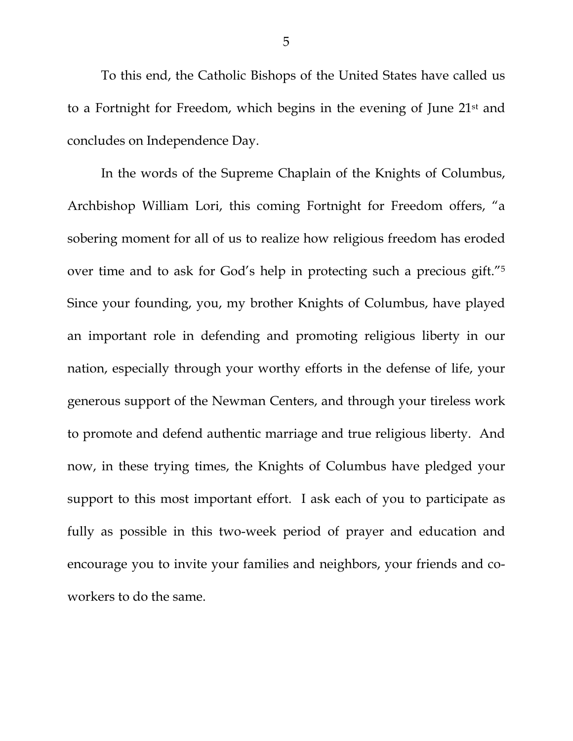To this end, the Catholic Bishops of the United States have called us to a Fortnight for Freedom, which begins in the evening of June 21st and concludes on Independence Day.

In the words of the Supreme Chaplain of the Knights of Columbus, Archbishop William Lori, this coming Fortnight for Freedom offers, "a sobering moment for all of us to realize how religious freedom has eroded over time and to ask for God's help in protecting such a precious gift."[5] Since your founding, you, my brother Knights of Columbus, have played an important role in defending and promoting religious liberty in our nation, especially through your worthy efforts in the defense of life, your generous support of the Newman Centers, and through your tireless work to promote and defend authentic marriage and true religious liberty. And now, in these trying times, the Knights of Columbus have pledged your support to this most important effort. I ask each of you to participate as fully as possible in this two-week period of prayer and education and encourage you to invite your families and neighbors, your friends and co-workers to do the same.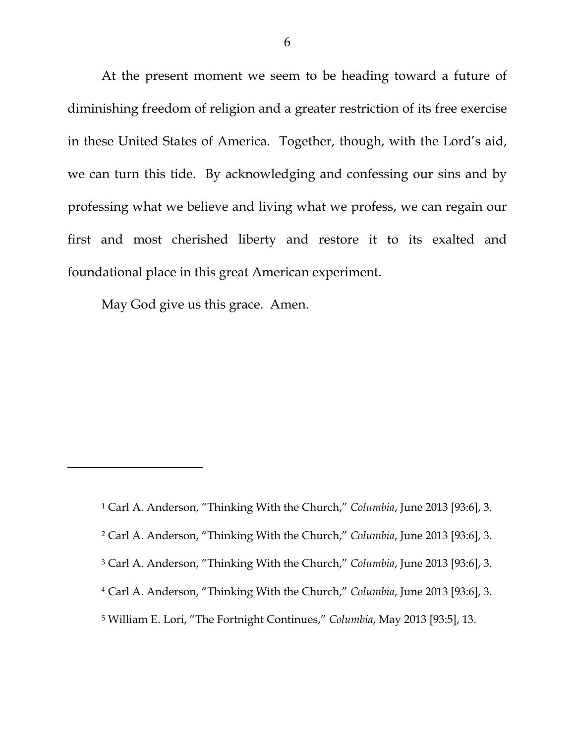At the present moment we seem to be heading toward a future of diminishing freedom of religion and a greater restriction of its free exercise in these United States of America. Together, though, with the Lord's aid, we can turn this tide. By acknowledging and confessing our sins and by professing what we believe and living what we profess, we can regain our first and most cherished liberty and restore it to its exalted and foundational place in this great American experiment.

May God give us this grace. Amen.

---

[1] Carl A. Anderson, "Thinking With the Church," *Columbia*, June 2013 [93:6], 3.

[2] Carl A. Anderson, "Thinking With the Church," *Columbia*, June 2013 [93:6], 3.

[3] Carl A. Anderson, "Thinking With the Church," *Columbia*, June 2013 [93:6], 3.

[4] Carl A. Anderson, "Thinking With the Church," *Columbia*, June 2013 [93:6], 3.

[5] William E. Lori, "The Fortnight Continues," *Columbia*, May 2013 [93:5], 13.